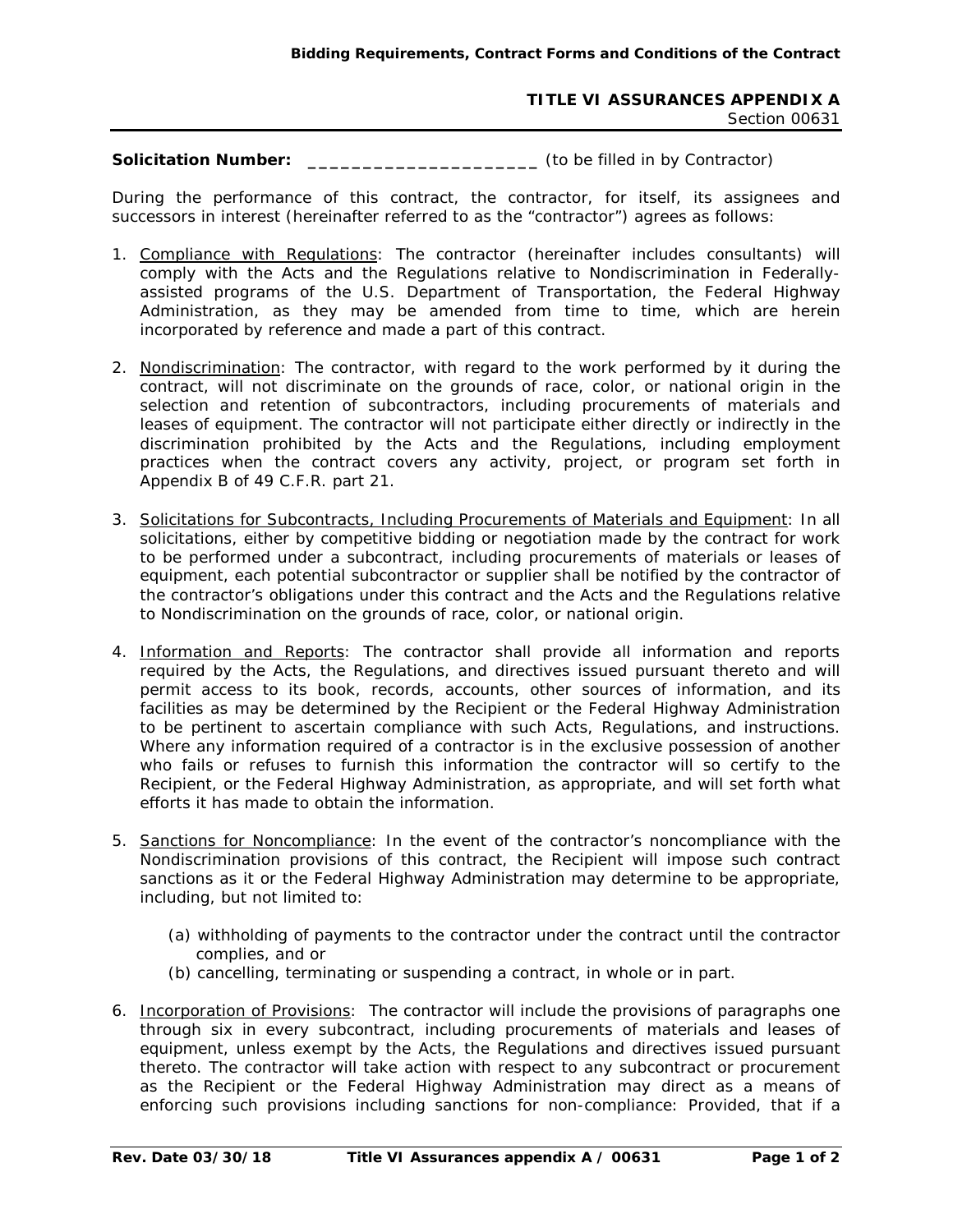**TITLE VI ASSURANCES APPENDIX A**
Section 00631

**Solicitation Number:** ______________________ (to be filled in by Contractor)

During the performance of this contract, the contractor, for itself, its assignees and successors in interest (hereinafter referred to as the "contractor") agrees as follows:

1. Compliance with Regulations: The contractor (hereinafter includes consultants) will comply with the Acts and the Regulations relative to Nondiscrimination in Federally-assisted programs of the U.S. Department of Transportation, the Federal Highway Administration, as they may be amended from time to time, which are herein incorporated by reference and made a part of this contract.

2. Nondiscrimination: The contractor, with regard to the work performed by it during the contract, will not discriminate on the grounds of race, color, or national origin in the selection and retention of subcontractors, including procurements of materials and leases of equipment. The contractor will not participate either directly or indirectly in the discrimination prohibited by the Acts and the Regulations, including employment practices when the contract covers any activity, project, or program set forth in Appendix B of 49 C.F.R. part 21.

3. Solicitations for Subcontracts, Including Procurements of Materials and Equipment: In all solicitations, either by competitive bidding or negotiation made by the contract for work to be performed under a subcontract, including procurements of materials or leases of equipment, each potential subcontractor or supplier shall be notified by the contractor of the contractor's obligations under this contract and the Acts and the Regulations relative to Nondiscrimination on the grounds of race, color, or national origin.

4. Information and Reports: The contractor shall provide all information and reports required by the Acts, the Regulations, and directives issued pursuant thereto and will permit access to its book, records, accounts, other sources of information, and its facilities as may be determined by the Recipient or the Federal Highway Administration to be pertinent to ascertain compliance with such Acts, Regulations, and instructions. Where any information required of a contractor is in the exclusive possession of another who fails or refuses to furnish this information the contractor will so certify to the Recipient, or the Federal Highway Administration, as appropriate, and will set forth what efforts it has made to obtain the information.

5. Sanctions for Noncompliance: In the event of the contractor's noncompliance with the Nondiscrimination provisions of this contract, the Recipient will impose such contract sanctions as it or the Federal Highway Administration may determine to be appropriate, including, but not limited to:

   (a) withholding of payments to the contractor under the contract until the contractor complies, and or
   (b) cancelling, terminating or suspending a contract, in whole or in part.

6. Incorporation of Provisions: The contractor will include the provisions of paragraphs one through six in every subcontract, including procurements of materials and leases of equipment, unless exempt by the Acts, the Regulations and directives issued pursuant thereto. The contractor will take action with respect to any subcontract or procurement as the Recipient or the Federal Highway Administration may direct as a means of enforcing such provisions including sanctions for non-compliance: Provided, that if a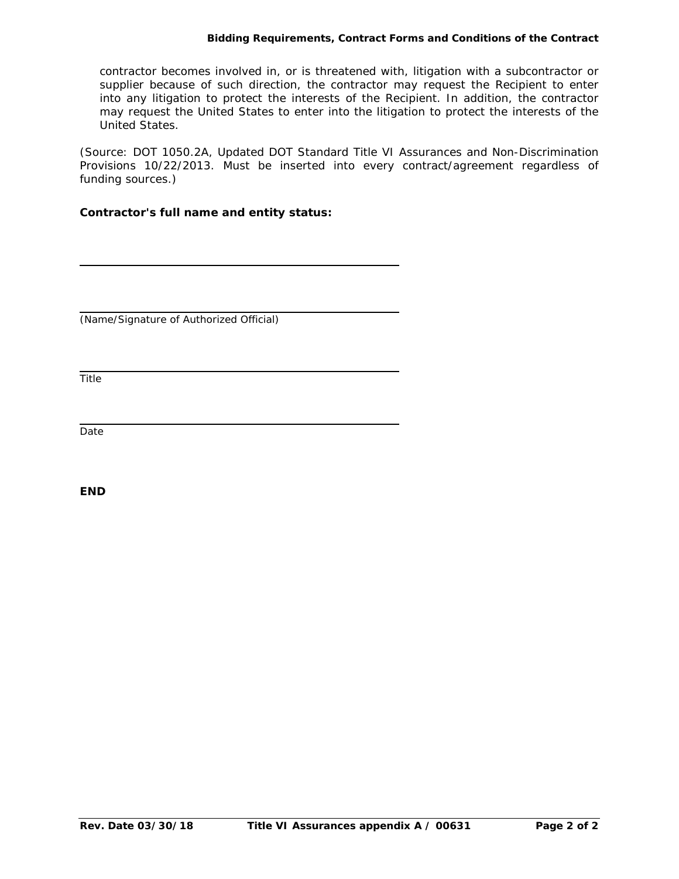contractor becomes involved in, or is threatened with, litigation with a subcontractor or supplier because of such direction, the contractor may request the Recipient to enter into any litigation to protect the interests of the Recipient. In addition, the contractor may request the United States to enter into the litigation to protect the interests of the United States.

(Source: DOT 1050.2A, Updated DOT Standard Title VI Assurances and Non-Discrimination Provisions 10/22/2013. Must be inserted into every contract/agreement regardless of funding sources.)

**Contractor's full name and entity status:**

\_\_\_\_\_\_\_\_\_\_\_\_\_\_\_\_\_\_\_\_\_\_\_\_\_\_\_\_\_\_\_\_\_\_\_\_\_\_\_\_

\_\_\_\_\_\_\_\_\_\_\_\_\_\_\_\_\_\_\_\_\_\_\_\_\_\_\_\_\_\_\_\_\_\_\_\_\_\_\_\_
(Name/Signature of Authorized Official)

\_\_\_\_\_\_\_\_\_\_\_\_\_\_\_\_\_\_\_\_\_\_\_\_\_\_\_\_\_\_\_\_\_\_\_\_\_\_\_\_
Title

\_\_\_\_\_\_\_\_\_\_\_\_\_\_\_\_\_\_\_\_\_\_\_\_\_\_\_\_\_\_\_\_\_\_\_\_\_\_\_\_
Date

**END**